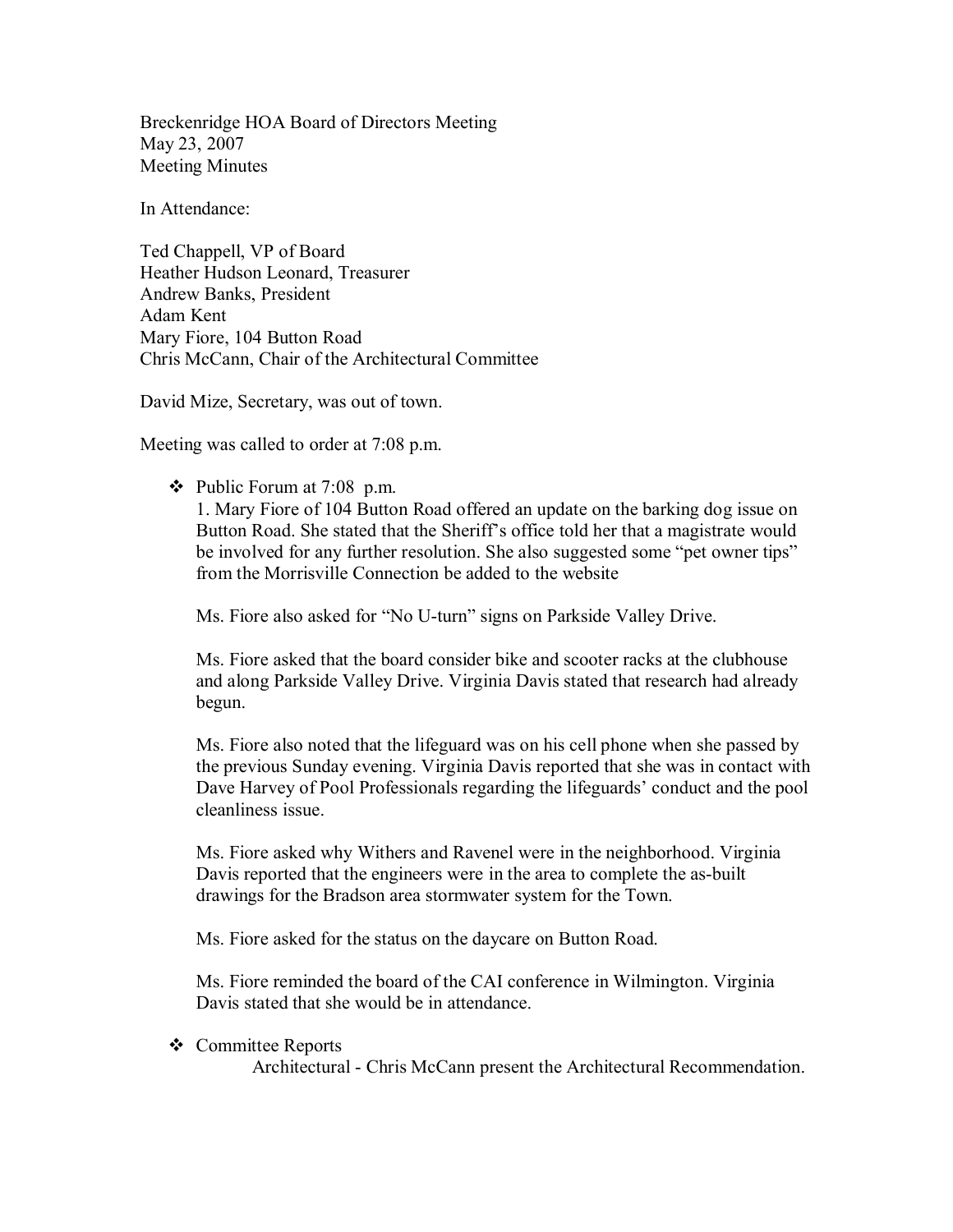Breckenridge HOA Board of Directors Meeting
May 23, 2007
Meeting Minutes

In Attendance:

Ted Chappell, VP of Board
Heather Hudson Leonard, Treasurer
Andrew Banks, President
Adam Kent
Mary Fiore, 104 Button Road
Chris McCann, Chair of the Architectural Committee

David Mize, Secretary, was out of town.

Meeting was called to order at 7:08 p.m.

- Public Forum at 7:08 p.m.

  1. Mary Fiore of 104 Button Road offered an update on the barking dog issue on Button Road. She stated that the Sheriff's office told her that a magistrate would be involved for any further resolution. She also suggested some "pet owner tips" from the Morrisville Connection be added to the website

  Ms. Fiore also asked for "No U-turn" signs on Parkside Valley Drive.

  Ms. Fiore asked that the board consider bike and scooter racks at the clubhouse and along Parkside Valley Drive. Virginia Davis stated that research had already begun.

  Ms. Fiore also noted that the lifeguard was on his cell phone when she passed by the previous Sunday evening. Virginia Davis reported that she was in contact with Dave Harvey of Pool Professionals regarding the lifeguards' conduct and the pool cleanliness issue.

  Ms. Fiore asked why Withers and Ravenel were in the neighborhood. Virginia Davis reported that the engineers were in the area to complete the as-built drawings for the Bradson area stormwater system for the Town.

  Ms. Fiore asked for the status on the daycare on Button Road.

  Ms. Fiore reminded the board of the CAI conference in Wilmington. Virginia Davis stated that she would be in attendance.

- Committee Reports

  Architectural - Chris McCann present the Architectural Recommendation.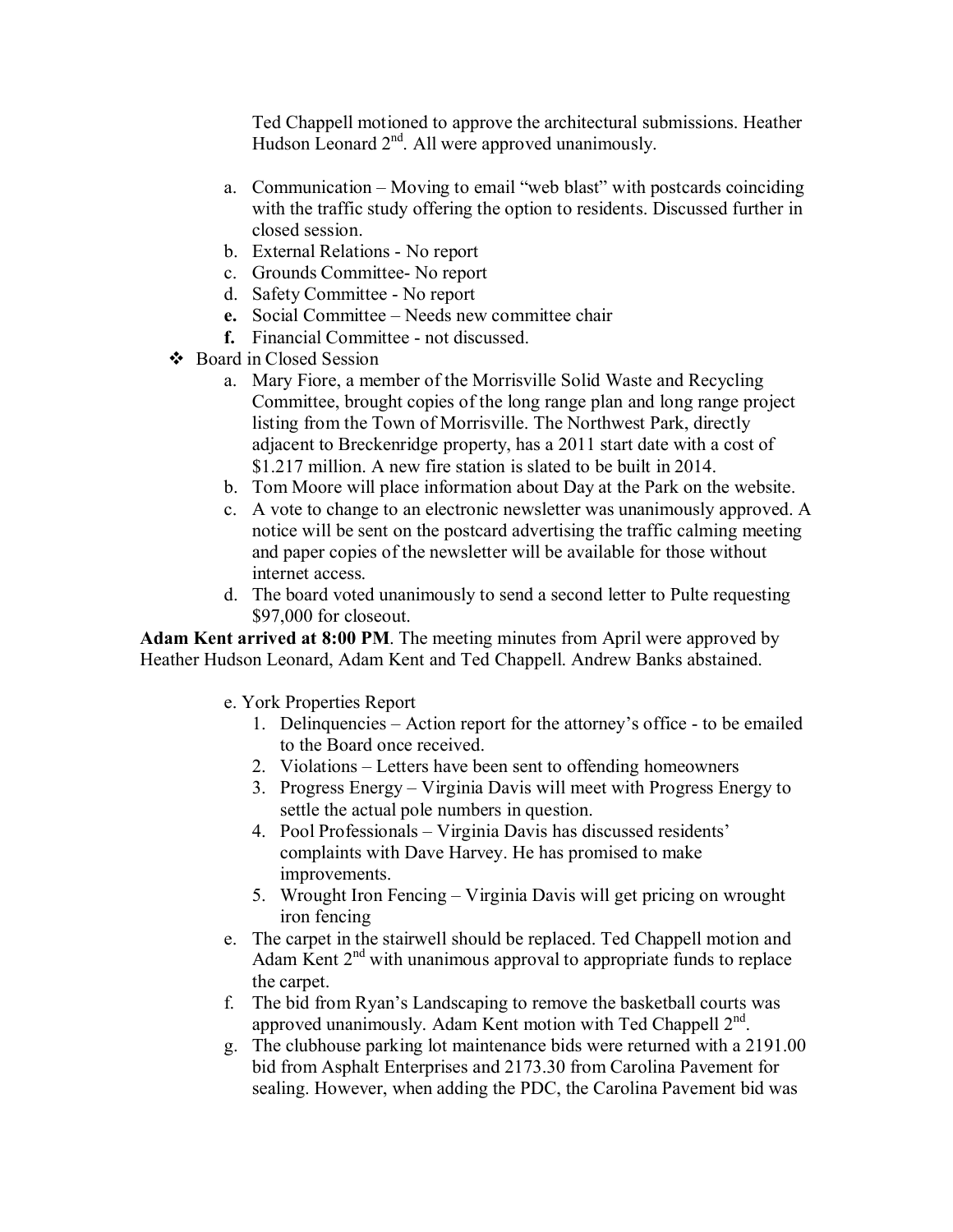Ted Chappell motioned to approve the architectural submissions. Heather Hudson Leonard 2nd. All were approved unanimously.

a. Communication – Moving to email "web blast" with postcards coinciding with the traffic study offering the option to residents. Discussed further in closed session.
b. External Relations - No report
c. Grounds Committee- No report
d. Safety Committee - No report
**e.** Social Committee – Needs new committee chair
**f.** Financial Committee - not discussed.

- Board in Closed Session
  a. Mary Fiore, a member of the Morrisville Solid Waste and Recycling Committee, brought copies of the long range plan and long range project listing from the Town of Morrisville. The Northwest Park, directly adjacent to Breckenridge property, has a 2011 start date with a cost of $1.217 million. A new fire station is slated to be built in 2014.
  b. Tom Moore will place information about Day at the Park on the website.
  c. A vote to change to an electronic newsletter was unanimously approved. A notice will be sent on the postcard advertising the traffic calming meeting and paper copies of the newsletter will be available for those without internet access.
  d. The board voted unanimously to send a second letter to Pulte requesting $97,000 for closeout.

**Adam Kent arrived at 8:00 PM**. The meeting minutes from April were approved by Heather Hudson Leonard, Adam Kent and Ted Chappell. Andrew Banks abstained.

e. York Properties Report
   1. Delinquencies – Action report for the attorney's office - to be emailed to the Board once received.
   2. Violations – Letters have been sent to offending homeowners
   3. Progress Energy – Virginia Davis will meet with Progress Energy to settle the actual pole numbers in question.
   4. Pool Professionals – Virginia Davis has discussed residents' complaints with Dave Harvey. He has promised to make improvements.
   5. Wrought Iron Fencing – Virginia Davis will get pricing on wrought iron fencing

e. The carpet in the stairwell should be replaced. Ted Chappell motion and Adam Kent 2nd with unanimous approval to appropriate funds to replace the carpet.
f. The bid from Ryan's Landscaping to remove the basketball courts was approved unanimously. Adam Kent motion with Ted Chappell 2nd.
g. The clubhouse parking lot maintenance bids were returned with a 2191.00 bid from Asphalt Enterprises and 2173.30 from Carolina Pavement for sealing. However, when adding the PDC, the Carolina Pavement bid was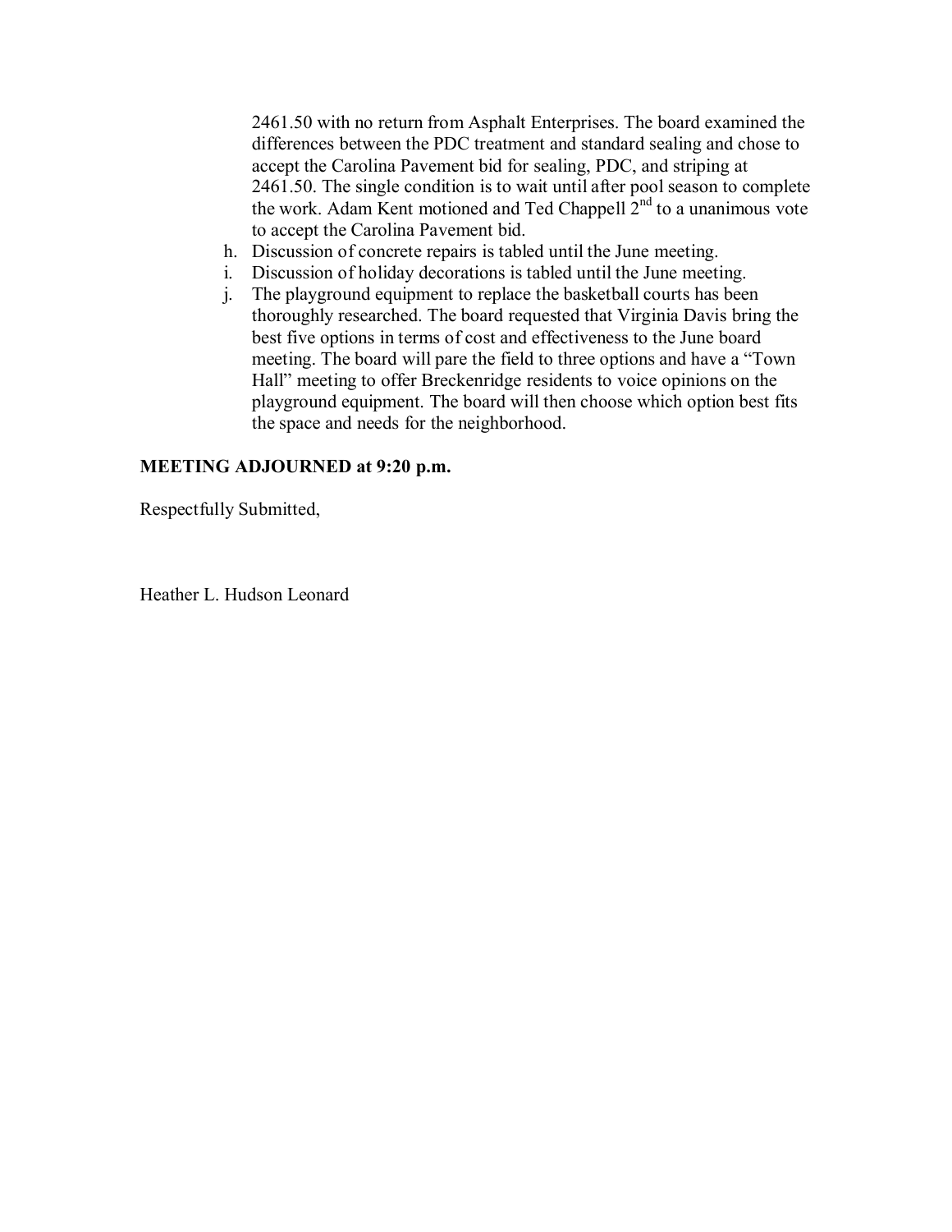2461.50 with no return from Asphalt Enterprises. The board examined the differences between the PDC treatment and standard sealing and chose to accept the Carolina Pavement bid for sealing, PDC, and striping at 2461.50. The single condition is to wait until after pool season to complete the work. Adam Kent motioned and Ted Chappell 2nd to a unanimous vote to accept the Carolina Pavement bid.

h. Discussion of concrete repairs is tabled until the June meeting.
i. Discussion of holiday decorations is tabled until the June meeting.
j. The playground equipment to replace the basketball courts has been thoroughly researched. The board requested that Virginia Davis bring the best five options in terms of cost and effectiveness to the June board meeting. The board will pare the field to three options and have a "Town Hall" meeting to offer Breckenridge residents to voice opinions on the playground equipment. The board will then choose which option best fits the space and needs for the neighborhood.

**MEETING ADJOURNED at 9:20 p.m.**

Respectfully Submitted,

Heather L. Hudson Leonard